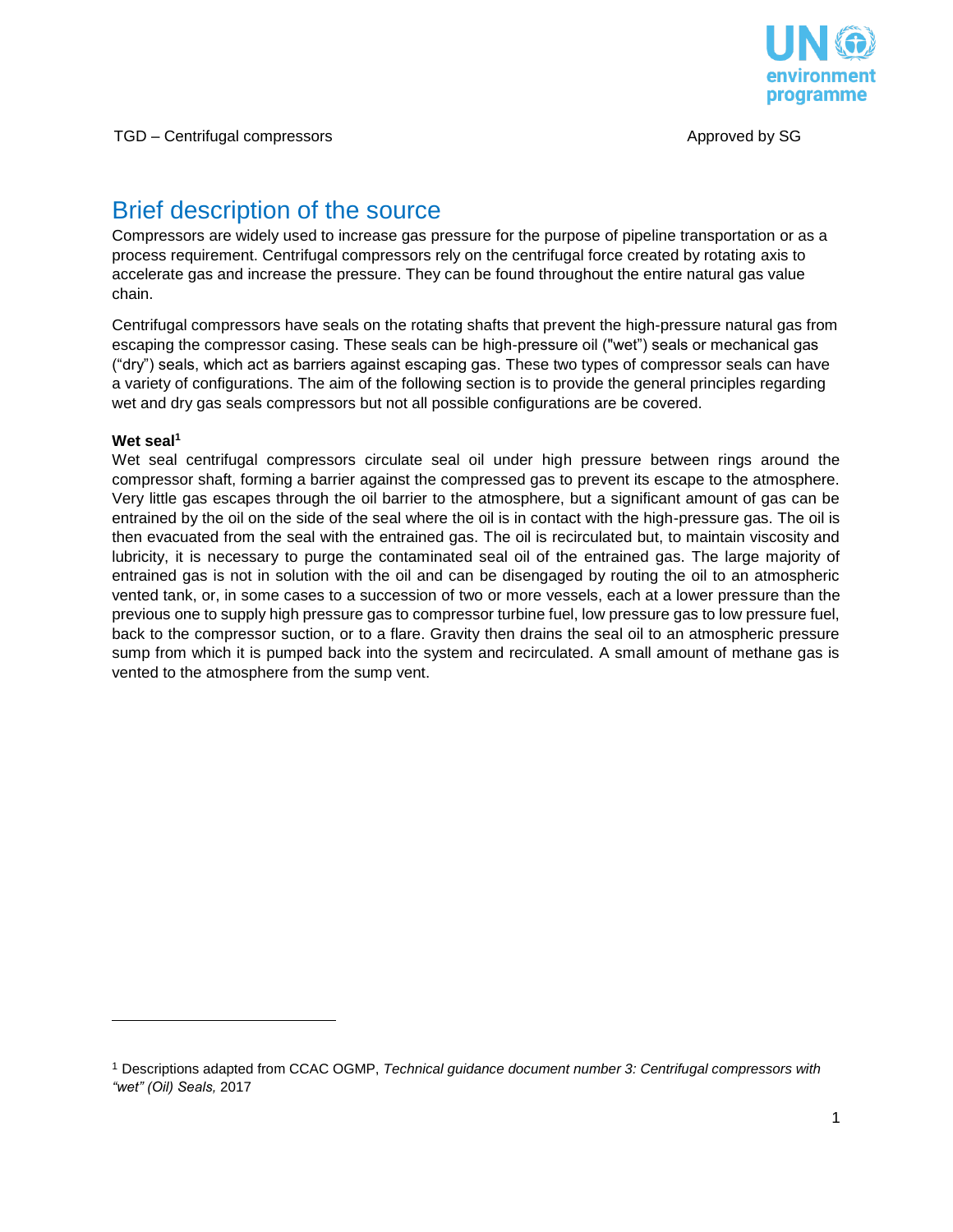TGD – Centrifugal compressors    Approved by SG

# Brief description of the source

Compressors are widely used to increase gas pressure for the purpose of pipeline transportation or as a process requirement. Centrifugal compressors rely on the centrifugal force created by rotating axis to accelerate gas and increase the pressure. They can be found throughout the entire natural gas value chain.

Centrifugal compressors have seals on the rotating shafts that prevent the high-pressure natural gas from escaping the compressor casing. These seals can be high-pressure oil ("wet") seals or mechanical gas ("dry") seals, which act as barriers against escaping gas. These two types of compressor seals can have a variety of configurations. The aim of the following section is to provide the general principles regarding wet and dry gas seals compressors but not all possible configurations are be covered.

**Wet seal[1]**

Wet seal centrifugal compressors circulate seal oil under high pressure between rings around the compressor shaft, forming a barrier against the compressed gas to prevent its escape to the atmosphere. Very little gas escapes through the oil barrier to the atmosphere, but a significant amount of gas can be entrained by the oil on the side of the seal where the oil is in contact with the high-pressure gas. The oil is then evacuated from the seal with the entrained gas. The oil is recirculated but, to maintain viscosity and lubricity, it is necessary to purge the contaminated seal oil of the entrained gas. The large majority of entrained gas is not in solution with the oil and can be disengaged by routing the oil to an atmospheric vented tank, or, in some cases to a succession of two or more vessels, each at a lower pressure than the previous one to supply high pressure gas to compressor turbine fuel, low pressure gas to low pressure fuel, back to the compressor suction, or to a flare. Gravity then drains the seal oil to an atmospheric pressure sump from which it is pumped back into the system and recirculated. A small amount of methane gas is vented to the atmosphere from the sump vent.

---

[1] Descriptions adapted from CCAC OGMP, *Technical guidance document number 3: Centrifugal compressors with "wet" (Oil) Seals,* 2017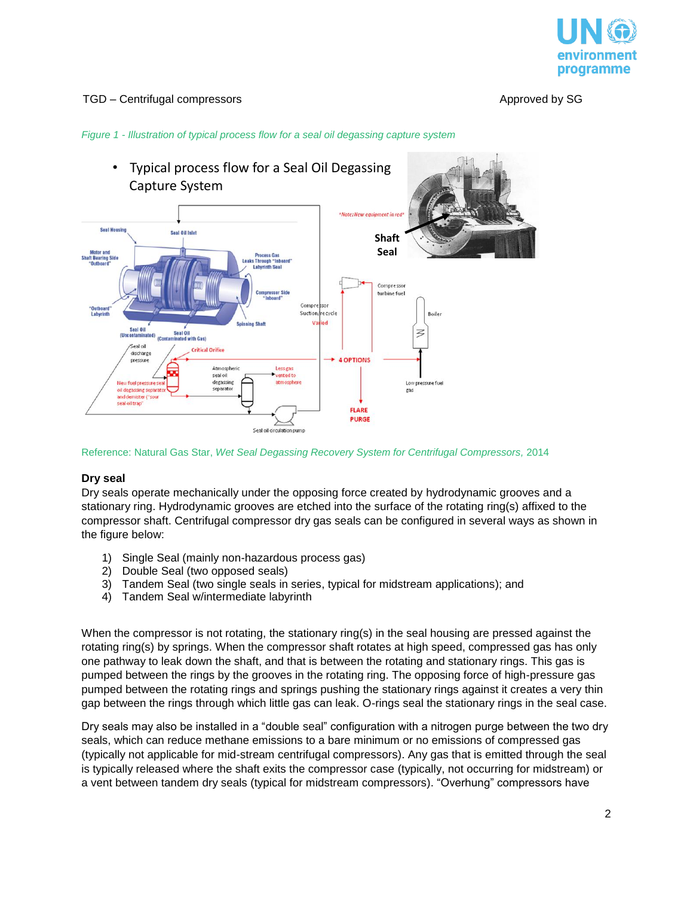*Figure 1 - Illustration of typical process flow for a seal oil degassing capture system*

Reference: Natural Gas Star, *Wet Seal Degassing Recovery System for Centrifugal Compressors,* 2014

**Dry seal**

Dry seals operate mechanically under the opposing force created by hydrodynamic grooves and a stationary ring. Hydrodynamic grooves are etched into the surface of the rotating ring(s) affixed to the compressor shaft. Centrifugal compressor dry gas seals can be configured in several ways as shown in the figure below:

1) Single Seal (mainly non-hazardous process gas)
2) Double Seal (two opposed seals)
3) Tandem Seal (two single seals in series, typical for midstream applications); and
4) Tandem Seal w/intermediate labyrinth

When the compressor is not rotating, the stationary ring(s) in the seal housing are pressed against the rotating ring(s) by springs. When the compressor shaft rotates at high speed, compressed gas has only one pathway to leak down the shaft, and that is between the rotating and stationary rings. This gas is pumped between the rings by the grooves in the rotating ring. The opposing force of high-pressure gas pumped between the rotating rings and springs pushing the stationary rings against it creates a very thin gap between the rings through which little gas can leak. O-rings seal the stationary rings in the seal case.

Dry seals may also be installed in a "double seal" configuration with a nitrogen purge between the two dry seals, which can reduce methane emissions to a bare minimum or no emissions of compressed gas (typically not applicable for mid-stream centrifugal compressors). Any gas that is emitted through the seal is typically released where the shaft exits the compressor case (typically, not occurring for midstream) or a vent between tandem dry seals (typical for midstream compressors). "Overhung" compressors have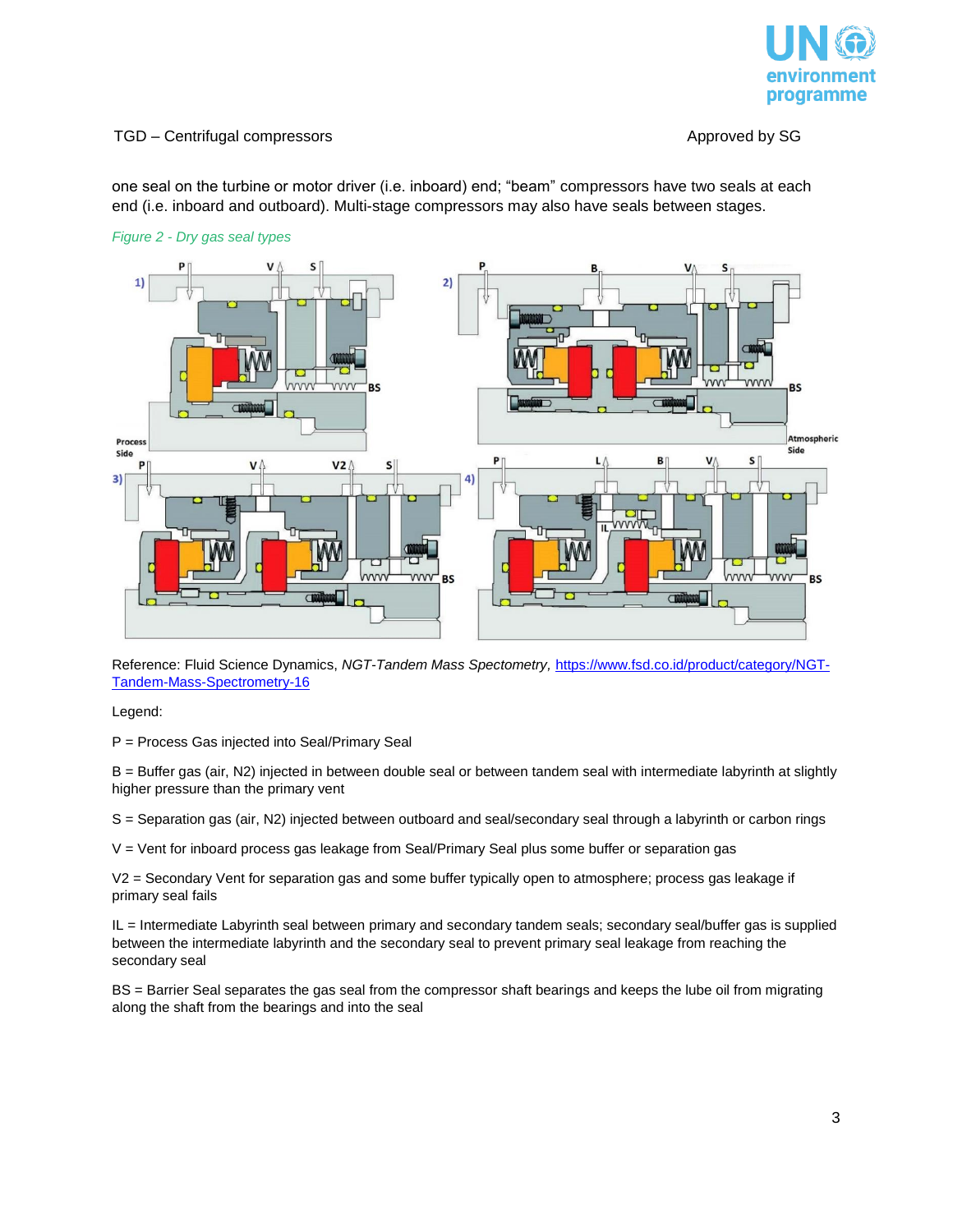one seal on the turbine or motor driver (i.e. inboard) end; “beam” compressors have two seals at each end (i.e. inboard and outboard). Multi-stage compressors may also have seals between stages.

*Figure 2 - Dry gas seal types*

Reference: Fluid Science Dynamics, *NGT-Tandem Mass Spectometry*, [https://www.fsd.co.id/product/category/NGT-Tandem-Mass-Spectrometry-16](https://www.fsd.co.id/product/category/NGT-Tandem-Mass-Spectrometry-16)

Legend:

P = Process Gas injected into Seal/Primary Seal

B = Buffer gas (air, N2) injected in between double seal or between tandem seal with intermediate labyrinth at slightly higher pressure than the primary vent

S = Separation gas (air, N2) injected between outboard and seal/secondary seal through a labyrinth or carbon rings

V = Vent for inboard process gas leakage from Seal/Primary Seal plus some buffer or separation gas

V2 = Secondary Vent for separation gas and some buffer typically open to atmosphere; process gas leakage if primary seal fails

IL = Intermediate Labyrinth seal between primary and secondary tandem seals; secondary seal/buffer gas is supplied between the intermediate labyrinth and the secondary seal to prevent primary seal leakage from reaching the secondary seal

BS = Barrier Seal separates the gas seal from the compressor shaft bearings and keeps the lube oil from migrating along the shaft from the bearings and into the seal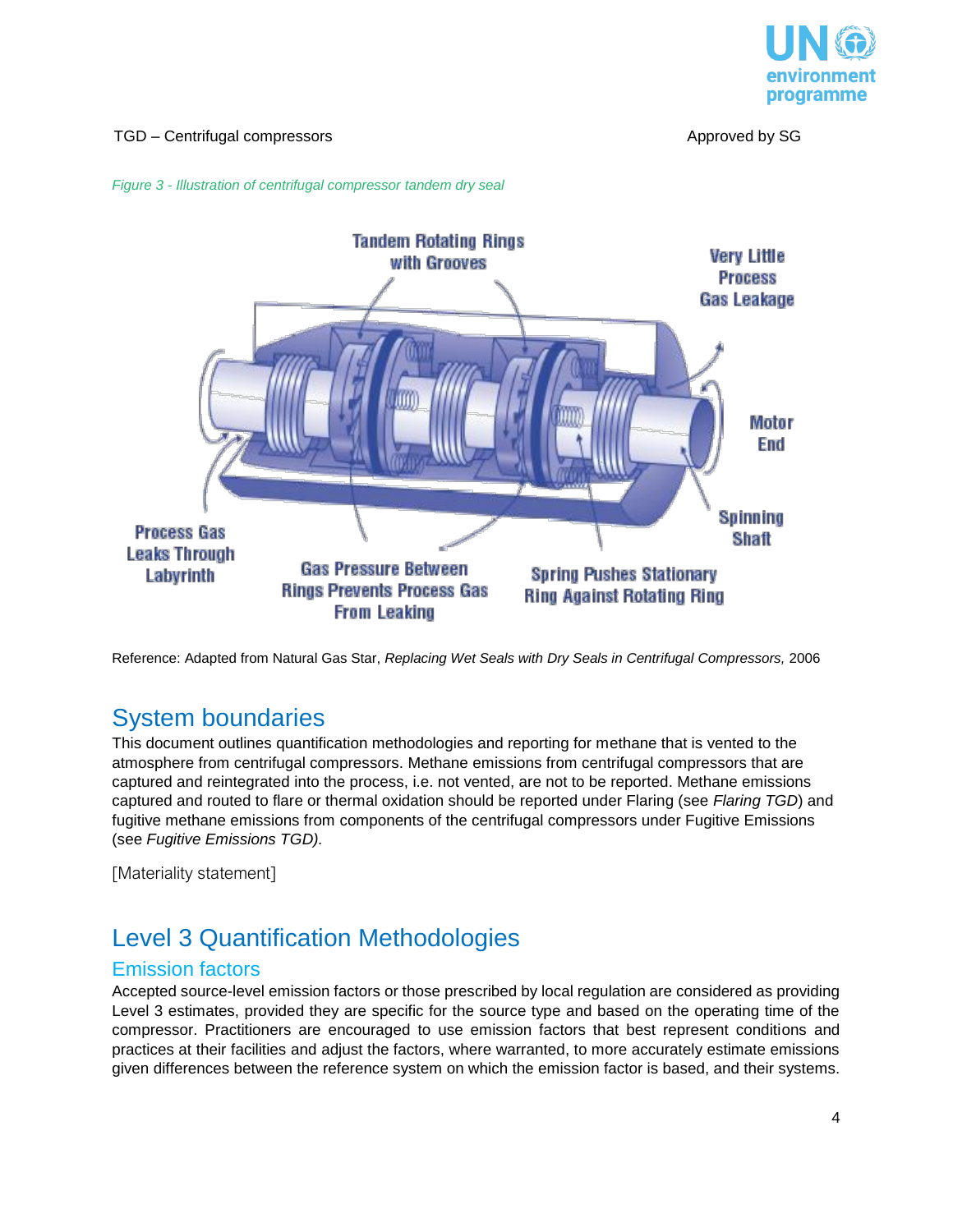*Figure 3 - Illustration of centrifugal compressor tandem dry seal*

Reference: Adapted from Natural Gas Star, *Replacing Wet Seals with Dry Seals in Centrifugal Compressors,* 2006

## System boundaries

This document outlines quantification methodologies and reporting for methane that is vented to the atmosphere from centrifugal compressors. Methane emissions from centrifugal compressors that are captured and reintegrated into the process, i.e. not vented, are not to be reported. Methane emissions captured and routed to flare or thermal oxidation should be reported under Flaring (see *Flaring TGD*) and fugitive methane emissions from components of the centrifugal compressors under Fugitive Emissions (see *Fugitive Emissions TGD).*

[Materiality statement]

## Level 3 Quantification Methodologies

### Emission factors

Accepted source-level emission factors or those prescribed by local regulation are considered as providing Level 3 estimates, provided they are specific for the source type and based on the operating time of the compressor. Practitioners are encouraged to use emission factors that best represent conditions and practices at their facilities and adjust the factors, where warranted, to more accurately estimate emissions given differences between the reference system on which the emission factor is based, and their systems.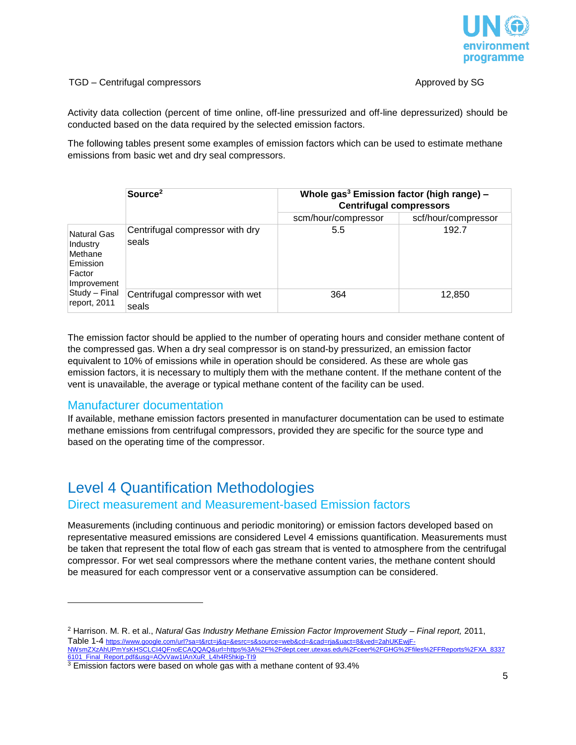Activity data collection (percent of time online, off-line pressurized and off-line depressurized) should be conducted based on the data required by the selected emission factors.

The following tables present some examples of emission factors which can be used to estimate methane emissions from basic wet and dry seal compressors.

| | **Source**[2] | **Whole gas**[3] **Emission factor (high range) – Centrifugal compressors** | |
|---|---|---|---|
| | | scm/hour/compressor | scf/hour/compressor |
| Natural Gas Industry Methane Emission Factor Improvement Study – Final report, 2011 | Centrifugal compressor with dry seals | 5.5 | 192.7 |
| | Centrifugal compressor with wet seals | 364 | 12,850 |

The emission factor should be applied to the number of operating hours and consider methane content of the compressed gas. When a dry seal compressor is on stand-by pressurized, an emission factor equivalent to 10% of emissions while in operation should be considered. As these are whole gas emission factors, it is necessary to multiply them with the methane content. If the methane content of the vent is unavailable, the average or typical methane content of the facility can be used.

### Manufacturer documentation

If available, methane emission factors presented in manufacturer documentation can be used to estimate methane emissions from centrifugal compressors, provided they are specific for the source type and based on the operating time of the compressor.

## Level 4 Quantification Methodologies

### Direct measurement and Measurement-based Emission factors

Measurements (including continuous and periodic monitoring) or emission factors developed based on representative measured emissions are considered Level 4 emissions quantification. Measurements must be taken that represent the total flow of each gas stream that is vented to atmosphere from the centrifugal compressor. For wet seal compressors where the methane content varies, the methane content should be measured for each compressor vent or a conservative assumption can be considered.

---

[2] Harrison. M. R. et al., *Natural Gas Industry Methane Emission Factor Improvement Study – Final report,* 2011, Table 1-4 https://www.google.com/url?sa=t&rct=j&q=&esrc=s&source=web&cd=&cad=rja&uact=8&ved=2ahUKEwjF-NWsmZXzAhUPmYsKHSCLCI4QFnoECAQQAQ&url=https%3A%2F%2Fdept.ceer.utexas.edu%2Fceer%2FGHG%2Ffiles%2FFReports%2FXA_83376101_Final_Report.pdf&usg=AOvVaw1IAnXuR_L4h4R5hkip-TI9

[3] Emission factors were based on whole gas with a methane content of 93.4%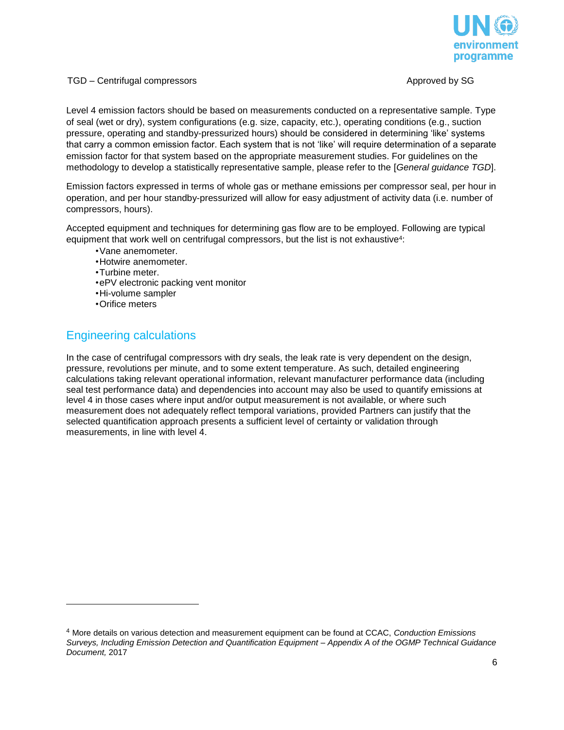Level 4 emission factors should be based on measurements conducted on a representative sample. Type of seal (wet or dry), system configurations (e.g. size, capacity, etc.), operating conditions (e.g., suction pressure, operating and standby-pressurized hours) should be considered in determining 'like' systems that carry a common emission factor. Each system that is not 'like' will require determination of a separate emission factor for that system based on the appropriate measurement studies. For guidelines on the methodology to develop a statistically representative sample, please refer to the [*General guidance TGD*].

Emission factors expressed in terms of whole gas or methane emissions per compressor seal, per hour in operation, and per hour standby-pressurized will allow for easy adjustment of activity data (i.e. number of compressors, hours).

Accepted equipment and techniques for determining gas flow are to be employed. Following are typical equipment that work well on centrifugal compressors, but the list is not exhaustive[4]:

- Vane anemometer.
- Hotwire anemometer.
- Turbine meter.
- ePV electronic packing vent monitor
- Hi-volume sampler
- Orifice meters

## Engineering calculations

In the case of centrifugal compressors with dry seals, the leak rate is very dependent on the design, pressure, revolutions per minute, and to some extent temperature. As such, detailed engineering calculations taking relevant operational information, relevant manufacturer performance data (including seal test performance data) and dependencies into account may also be used to quantify emissions at level 4 in those cases where input and/or output measurement is not available, or where such measurement does not adequately reflect temporal variations, provided Partners can justify that the selected quantification approach presents a sufficient level of certainty or validation through measurements, in line with level 4.

---

[4] More details on various detection and measurement equipment can be found at CCAC, *Conduction Emissions Surveys, Including Emission Detection and Quantification Equipment – Appendix A of the OGMP Technical Guidance Document,* 2017